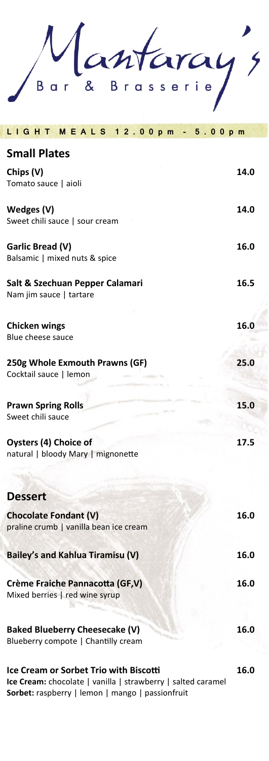# Mantaray's

Bar & Brasserie

**LIGHT MEALS 12.00pm - 5.00pm**

## Small Plates

**Chips (V)** — **14.0**
Tomato sauce | aioli

**Wedges (V)** — **14.0**
Sweet chili sauce | sour cream

**Garlic Bread (V)** — **16.0**
Balsamic | mixed nuts & spice

**Salt & Szechuan Pepper Calamari** — **16.5**
Nam jim sauce | tartare

**Chicken wings** — **16.0**
Blue cheese sauce

**250g Whole Exmouth Prawns (GF)** — **25.0**
Cocktail sauce | lemon

**Prawn Spring Rolls** — **15.0**
Sweet chili sauce

**Oysters (4) Choice of** — **17.5**
natural | bloody Mary | mignonette

## Dessert

**Chocolate Fondant (V)** — **16.0**
praline crumb | vanilla bean ice cream

**Bailey's and Kahlua Tiramisu (V)** — **16.0**

**Crème Fraiche Pannacotta (GF,V)** — **16.0**
Mixed berries | red wine syrup

**Baked Blueberry Cheesecake (V)** — **16.0**
Blueberry compote | Chantilly cream

**Ice Cream or Sorbet Trio with Biscotti** — **16.0**
**Ice Cream:** chocolate | vanilla | strawberry | salted caramel
**Sorbet:** raspberry | lemon | mango | passionfruit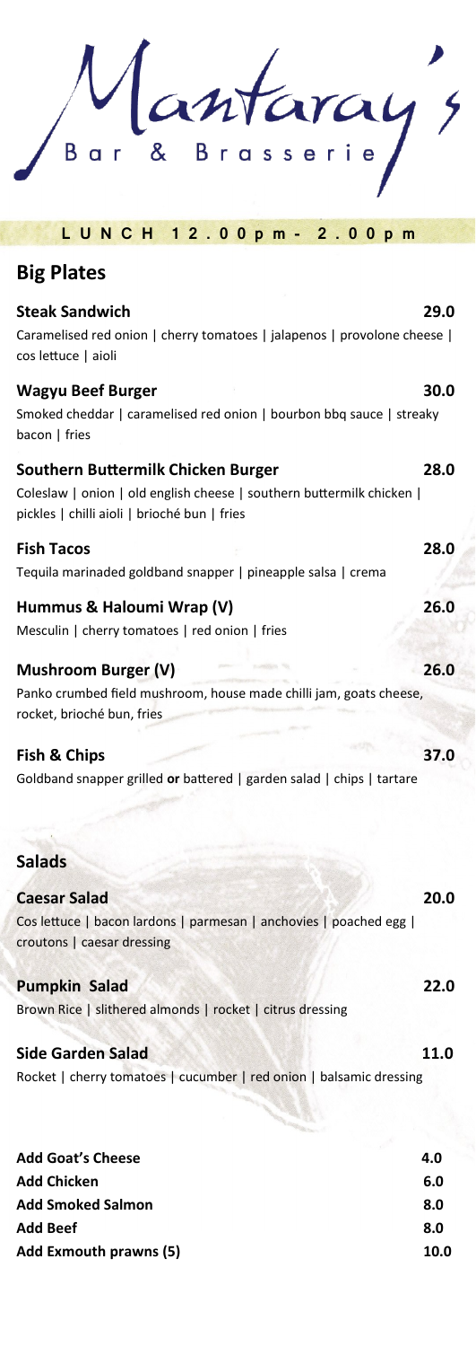# Mantaray's

Bar & Brasserie

**LUNCH 12.00pm - 2.00pm**

## Big Plates

**Steak Sandwich** **29.0**

Caramelised red onion | cherry tomatoes | jalapenos | provolone cheese | cos lettuce | aioli

**Wagyu Beef Burger** **30.0**

Smoked cheddar | caramelised red onion | bourbon bbq sauce | streaky bacon | fries

**Southern Buttermilk Chicken Burger** **28.0**

Coleslaw | onion | old english cheese | southern buttermilk chicken | pickles | chilli aioli | brioché bun | fries

**Fish Tacos** **28.0**

Tequila marinaded goldband snapper | pineapple salsa | crema

**Hummus & Haloumi Wrap (V)** **26.0**

Mesculin | cherry tomatoes | red onion | fries

**Mushroom Burger (V)** **26.0**

Panko crumbed field mushroom, house made chilli jam, goats cheese, rocket, brioché bun, fries

**Fish & Chips** **37.0**

Goldband snapper grilled **or** battered | garden salad | chips | tartare

## Salads

**Caesar Salad** **20.0**

Cos lettuce | bacon lardons | parmesan | anchovies | poached egg | croutons | caesar dressing

**Pumpkin Salad** **22.0**

Brown Rice | slithered almonds | rocket | citrus dressing

**Side Garden Salad** **11.0**

Rocket | cherry tomatoes | cucumber | red onion | balsamic dressing

| | |
|---|---|
| **Add Goat's Cheese** | **4.0** |
| **Add Chicken** | **6.0** |
| **Add Smoked Salmon** | **8.0** |
| **Add Beef** | **8.0** |
| **Add Exmouth prawns (5)** | **10.0** |